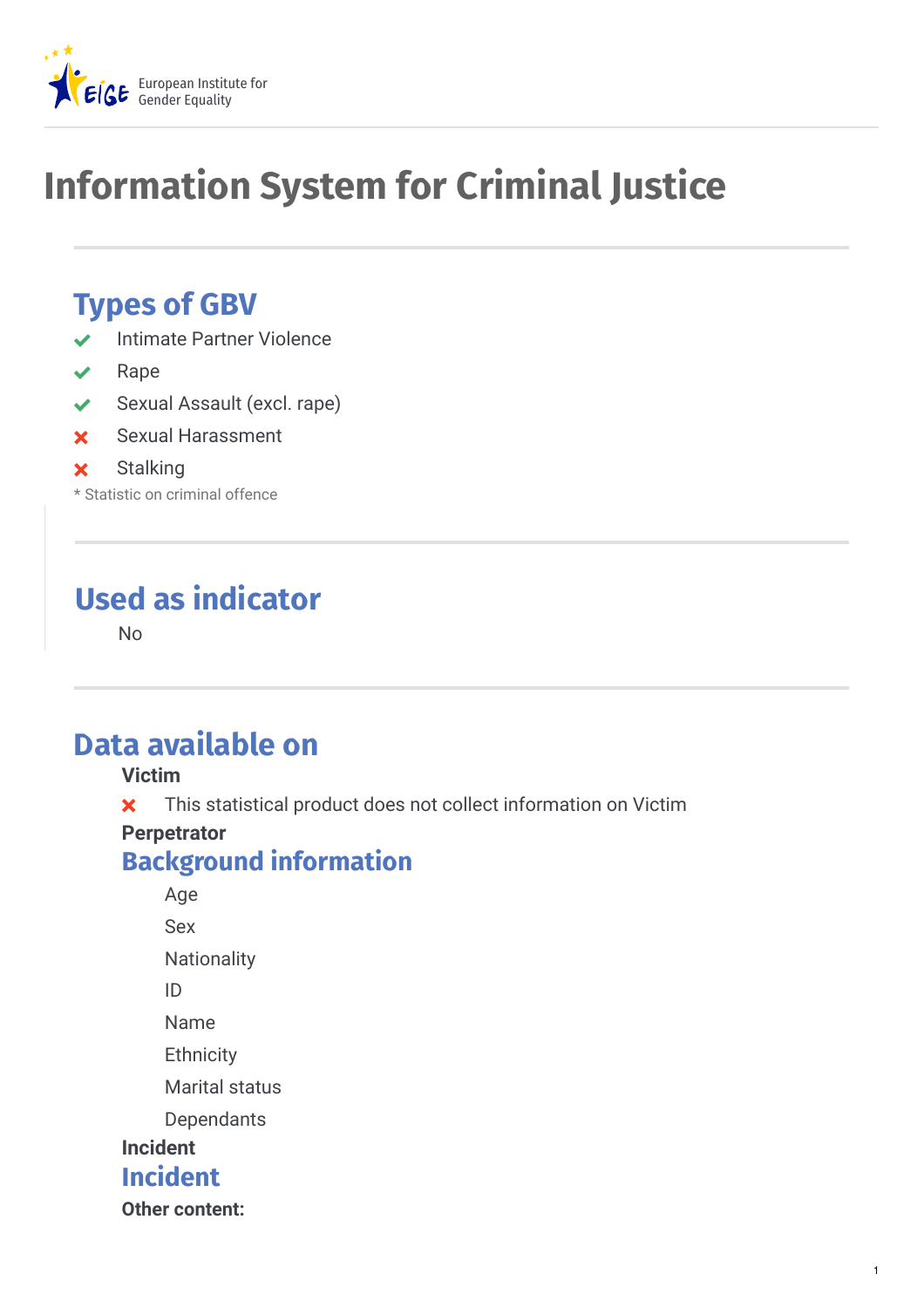European Institute for Gender Equality

# Information System for Criminal Justice

## Types of GBV

- ✔ Intimate Partner Violence
- ✔ Rape
- ✔ Sexual Assault (excl. rape)
- ✘ Sexual Harassment
- ✘ Stalking

* Statistic on criminal offence

## Used as indicator

No

## Data available on

**Victim**

✘ This statistical product does not collect information on Victim

**Perpetrator**

### Background information

- Age
- Sex
- Nationality
- ID
- Name
- Ethnicity
- Marital status
- Dependants

**Incident**

### Incident

**Other content:**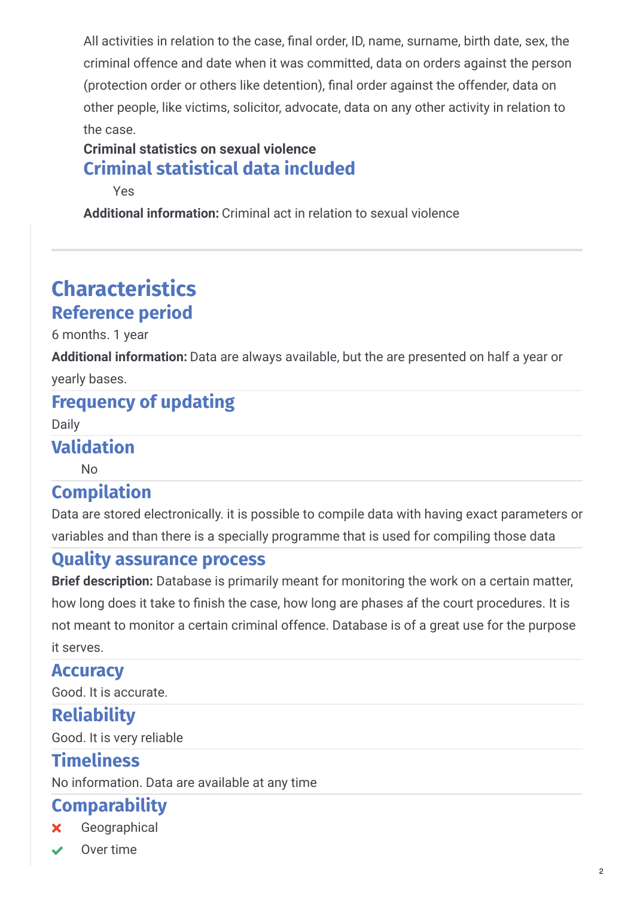All activities in relation to the case, final order, ID, name, surname, birth date, sex, the criminal offence and date when it was committed, data on orders against the person (protection order or others like detention), final order against the offender, data on other people, like victims, solicitor, advocate, data on any other activity in relation to the case.

**Criminal statistics on sexual violence**

### Criminal statistical data included

Yes

**Additional information:** Criminal act in relation to sexual violence

---

## Characteristics

### Reference period

6 months. 1 year

**Additional information:** Data are always available, but the are presented on half a year or yearly bases.

### Frequency of updating

Daily

### Validation

No

### Compilation

Data are stored electronically. it is possible to compile data with having exact parameters or variables and than there is a specially programme that is used for compiling those data

### Quality assurance process

**Brief description:** Database is primarily meant for monitoring the work on a certain matter, how long does it take to finish the case, how long are phases af the court procedures. It is not meant to monitor a certain criminal offence. Database is of a great use for the purpose it serves.

### Accuracy

Good. It is accurate.

### Reliability

Good. It is very reliable

### Timeliness

No information. Data are available at any time

### Comparability

- ✗ Geographical
- ✓ Over time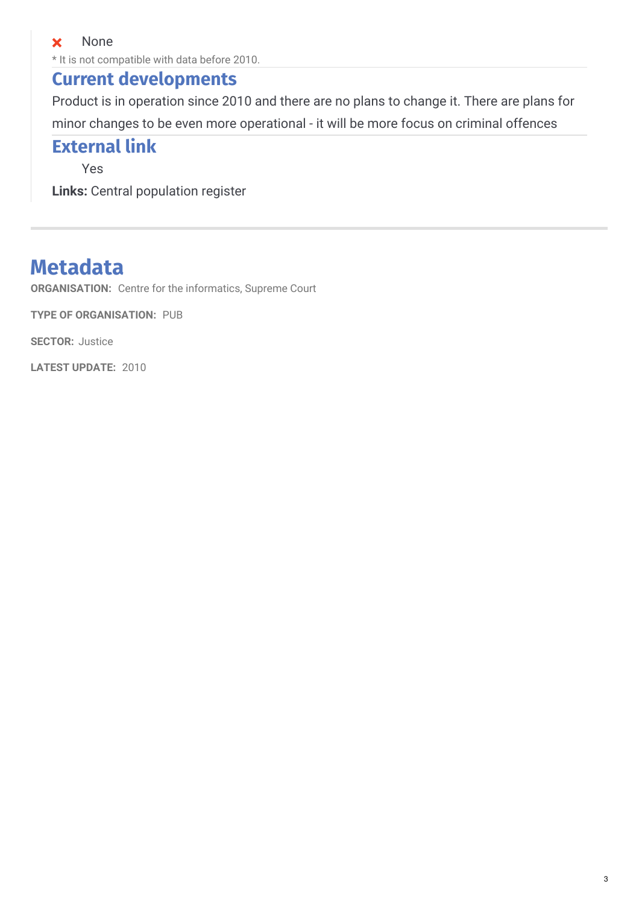✗ None

\* It is not compatible with data before 2010.

## Current developments

Product is in operation since 2010 and there are no plans to change it. There are plans for minor changes to be even more operational - it will be more focus on criminal offences

## External link

Yes

**Links:** Central population register

# Metadata

**ORGANISATION:** Centre for the informatics, Supreme Court

**TYPE OF ORGANISATION:** PUB

**SECTOR:** Justice

**LATEST UPDATE:** 2010